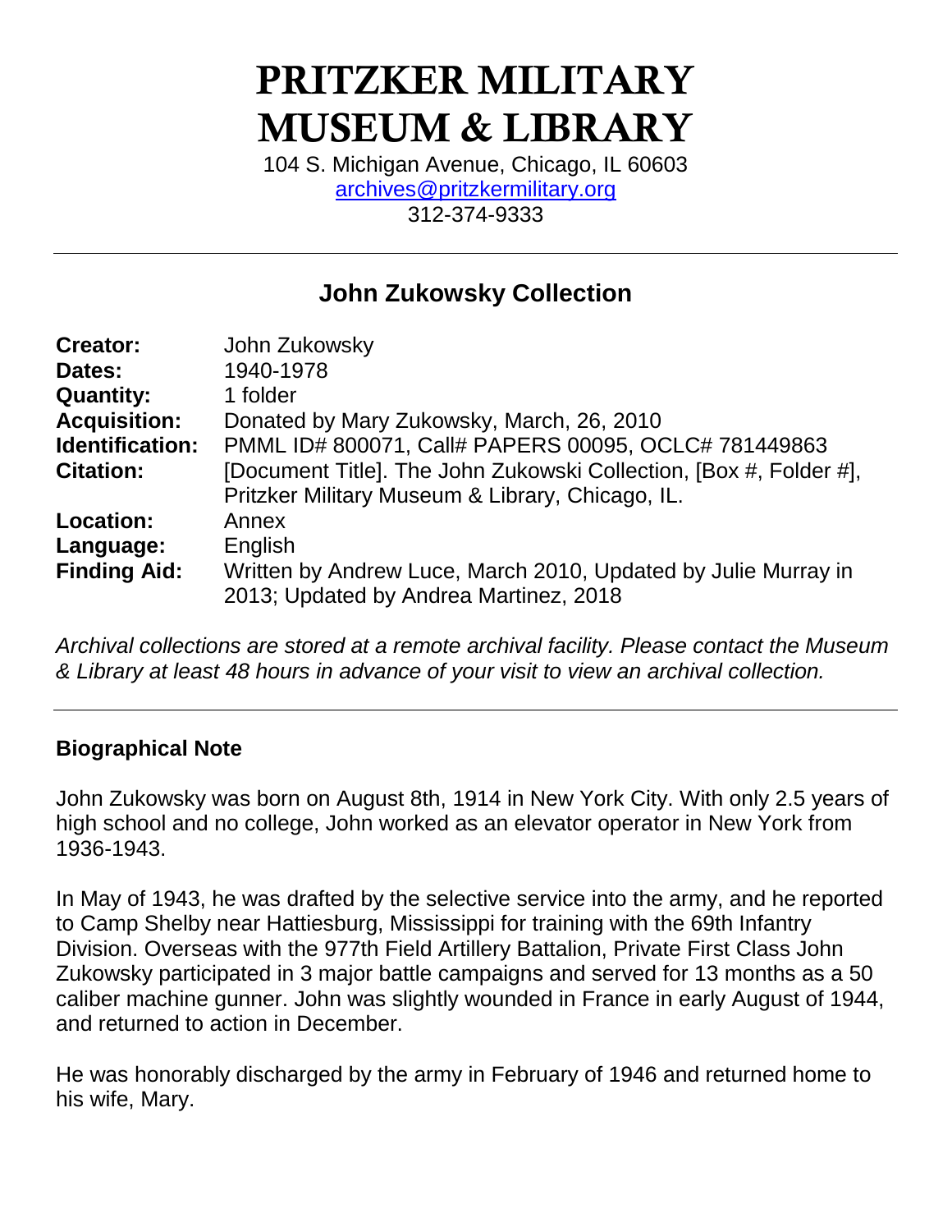# PRITZKER MILITARY MUSEUM & LIBRARY

104 S. Michigan Avenue, Chicago, IL 60603
archives@pritzkermilitary.org
312-374-9333

---

## John Zukowsky Collection

| | |
|---|---|
| **Creator:** | John Zukowsky |
| **Dates:** | 1940-1978 |
| **Quantity:** | 1 folder |
| **Acquisition:** | Donated by Mary Zukowsky, March, 26, 2010 |
| **Identification:** | PMML ID# 800071, Call# PAPERS 00095, OCLC# 781449863 |
| **Citation:** | [Document Title]. The John Zukowski Collection, [Box #, Folder #], Pritzker Military Museum & Library, Chicago, IL. |
| **Location:** | Annex |
| **Language:** | English |
| **Finding Aid:** | Written by Andrew Luce, March 2010, Updated by Julie Murray in 2013; Updated by Andrea Martinez, 2018 |

*Archival collections are stored at a remote archival facility. Please contact the Museum & Library at least 48 hours in advance of your visit to view an archival collection.*

---

### Biographical Note

John Zukowsky was born on August 8th, 1914 in New York City. With only 2.5 years of high school and no college, John worked as an elevator operator in New York from 1936-1943.

In May of 1943, he was drafted by the selective service into the army, and he reported to Camp Shelby near Hattiesburg, Mississippi for training with the 69th Infantry Division. Overseas with the 977th Field Artillery Battalion, Private First Class John Zukowsky participated in 3 major battle campaigns and served for 13 months as a 50 caliber machine gunner. John was slightly wounded in France in early August of 1944, and returned to action in December.

He was honorably discharged by the army in February of 1946 and returned home to his wife, Mary.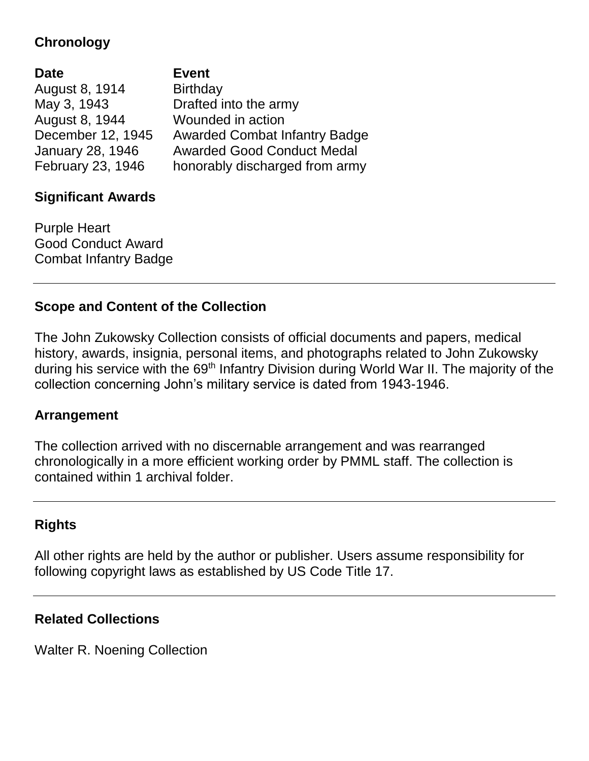## Chronology

| Date | Event |
|---|---|
| August 8, 1914 | Birthday |
| May 3, 1943 | Drafted into the army |
| August 8, 1944 | Wounded in action |
| December 12, 1945 | Awarded Combat Infantry Badge |
| January 28, 1946 | Awarded Good Conduct Medal |
| February 23, 1946 | honorably discharged from army |

## Significant Awards

Purple Heart
Good Conduct Award
Combat Infantry Badge

---

## Scope and Content of the Collection

The John Zukowsky Collection consists of official documents and papers, medical history, awards, insignia, personal items, and photographs related to John Zukowsky during his service with the 69th Infantry Division during World War II. The majority of the collection concerning John's military service is dated from 1943-1946.

## Arrangement

The collection arrived with no discernable arrangement and was rearranged chronologically in a more efficient working order by PMML staff. The collection is contained within 1 archival folder.

---

## Rights

All other rights are held by the author or publisher. Users assume responsibility for following copyright laws as established by US Code Title 17.

---

## Related Collections

Walter R. Noening Collection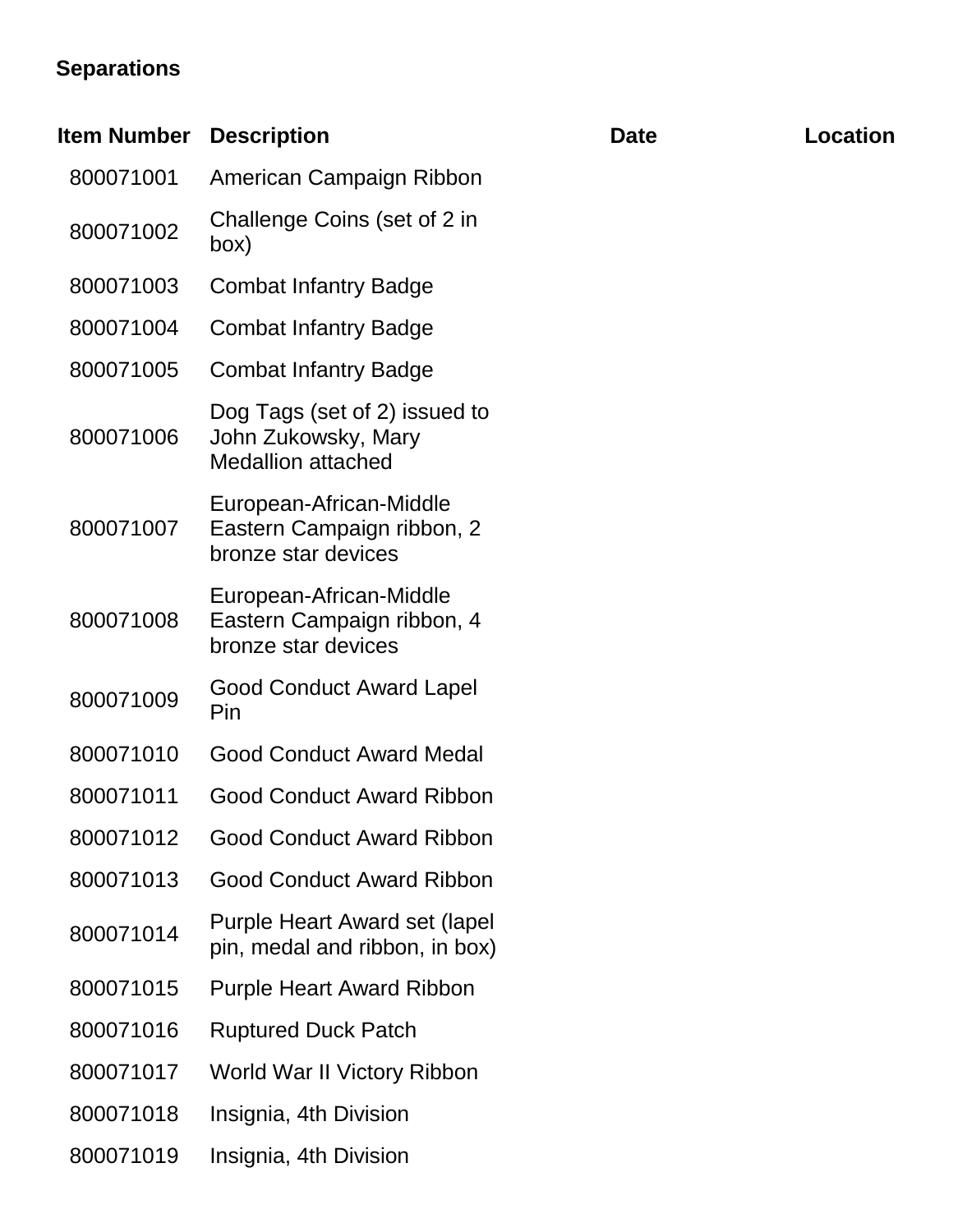**Separations**

| Item Number | Description | Date | Location |
|---|---|---|---|
| 800071001 | American Campaign Ribbon | | |
| 800071002 | Challenge Coins (set of 2 in box) | | |
| 800071003 | Combat Infantry Badge | | |
| 800071004 | Combat Infantry Badge | | |
| 800071005 | Combat Infantry Badge | | |
| 800071006 | Dog Tags (set of 2) issued to John Zukowsky, Mary Medallion attached | | |
| 800071007 | European-African-Middle Eastern Campaign ribbon, 2 bronze star devices | | |
| 800071008 | European-African-Middle Eastern Campaign ribbon, 4 bronze star devices | | |
| 800071009 | Good Conduct Award Lapel Pin | | |
| 800071010 | Good Conduct Award Medal | | |
| 800071011 | Good Conduct Award Ribbon | | |
| 800071012 | Good Conduct Award Ribbon | | |
| 800071013 | Good Conduct Award Ribbon | | |
| 800071014 | Purple Heart Award set (lapel pin, medal and ribbon, in box) | | |
| 800071015 | Purple Heart Award Ribbon | | |
| 800071016 | Ruptured Duck Patch | | |
| 800071017 | World War II Victory Ribbon | | |
| 800071018 | Insignia, 4th Division | | |
| 800071019 | Insignia, 4th Division | | |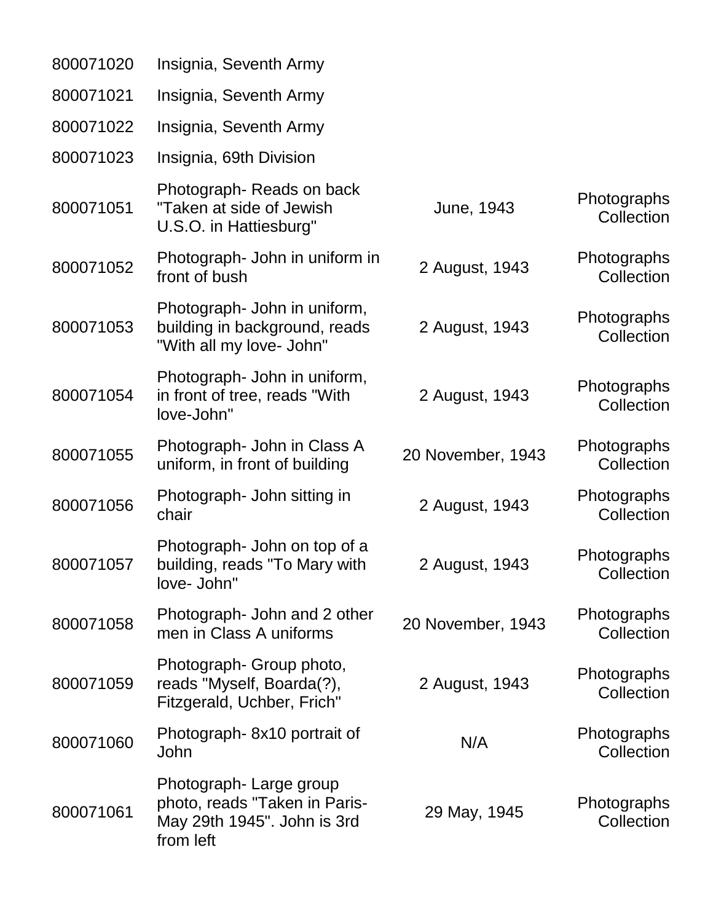| | | | |
|---|---|---|---|
| 800071020 | Insignia, Seventh Army | | |
| 800071021 | Insignia, Seventh Army | | |
| 800071022 | Insignia, Seventh Army | | |
| 800071023 | Insignia, 69th Division | | |
| 800071051 | Photograph- Reads on back "Taken at side of Jewish U.S.O. in Hattiesburg" | June, 1943 | Photographs Collection |
| 800071052 | Photograph- John in uniform in front of bush | 2 August, 1943 | Photographs Collection |
| 800071053 | Photograph- John in uniform, building in background, reads "With all my love- John" | 2 August, 1943 | Photographs Collection |
| 800071054 | Photograph- John in uniform, in front of tree, reads "With love-John" | 2 August, 1943 | Photographs Collection |
| 800071055 | Photograph- John in Class A uniform, in front of building | 20 November, 1943 | Photographs Collection |
| 800071056 | Photograph- John sitting in chair | 2 August, 1943 | Photographs Collection |
| 800071057 | Photograph- John on top of a building, reads "To Mary with love- John" | 2 August, 1943 | Photographs Collection |
| 800071058 | Photograph- John and 2 other men in Class A uniforms | 20 November, 1943 | Photographs Collection |
| 800071059 | Photograph- Group photo, reads "Myself, Boarda(?), Fitzgerald, Uchber, Frich" | 2 August, 1943 | Photographs Collection |
| 800071060 | Photograph- 8x10 portrait of John | N/A | Photographs Collection |
| 800071061 | Photograph- Large group photo, reads "Taken in Paris- May 29th 1945". John is 3rd from left | 29 May, 1945 | Photographs Collection |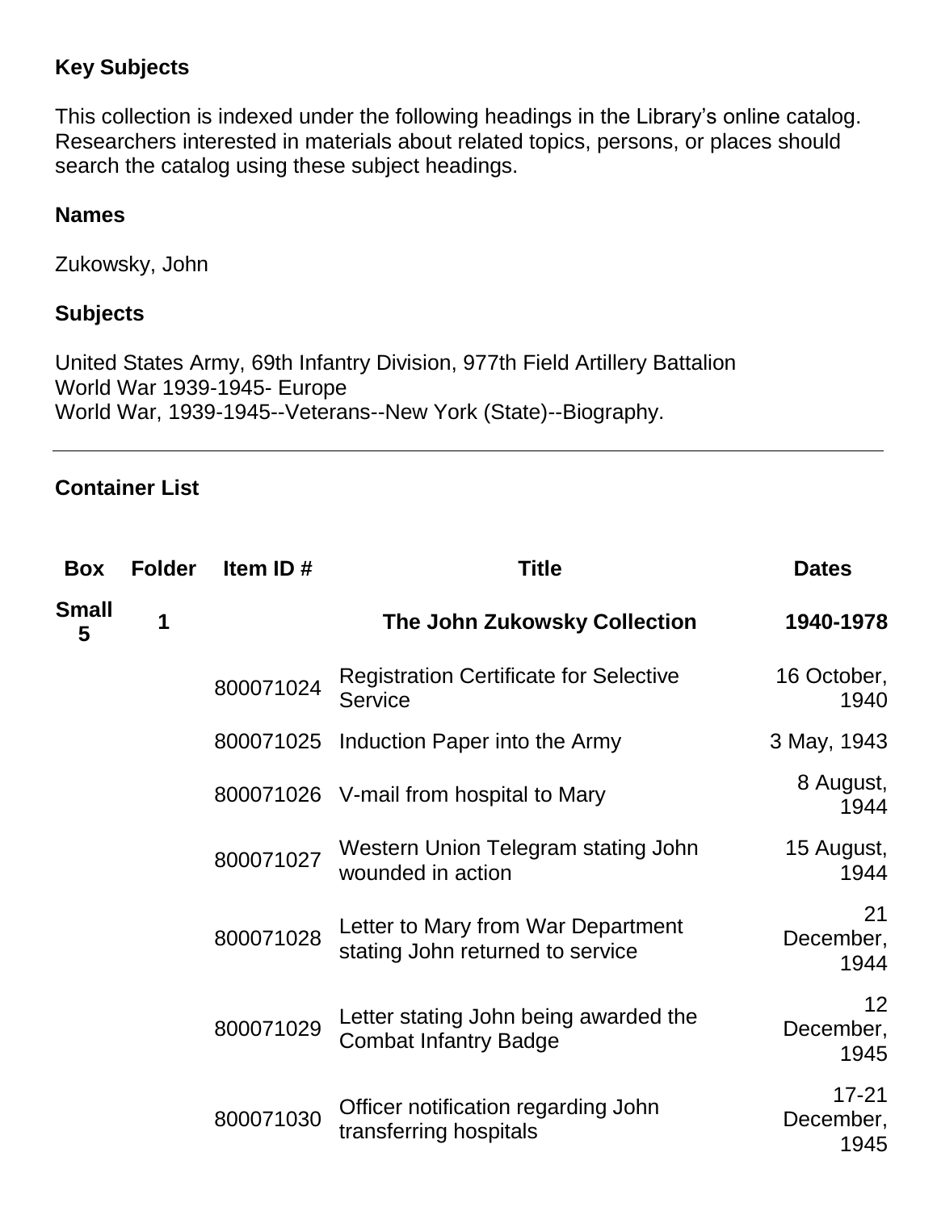## Key Subjects

This collection is indexed under the following headings in the Library's online catalog. Researchers interested in materials about related topics, persons, or places should search the catalog using these subject headings.

### Names

Zukowsky, John

### Subjects

United States Army, 69th Infantry Division, 977th Field Artillery Battalion
World War 1939-1945- Europe
World War, 1939-1945--Veterans--New York (State)--Biography.

---

## Container List

| Box | Folder | Item ID # | Title | Dates |
|---|---|---|---|---|
| Small 5 | 1 | | **The John Zukowsky Collection** | **1940-1978** |
| | | 800071024 | Registration Certificate for Selective Service | 16 October, 1940 |
| | | 800071025 | Induction Paper into the Army | 3 May, 1943 |
| | | 800071026 | V-mail from hospital to Mary | 8 August, 1944 |
| | | 800071027 | Western Union Telegram stating John wounded in action | 15 August, 1944 |
| | | 800071028 | Letter to Mary from War Department stating John returned to service | 21 December, 1944 |
| | | 800071029 | Letter stating John being awarded the Combat Infantry Badge | 12 December, 1945 |
| | | 800071030 | Officer notification regarding John transferring hospitals | 17-21 December, 1945 |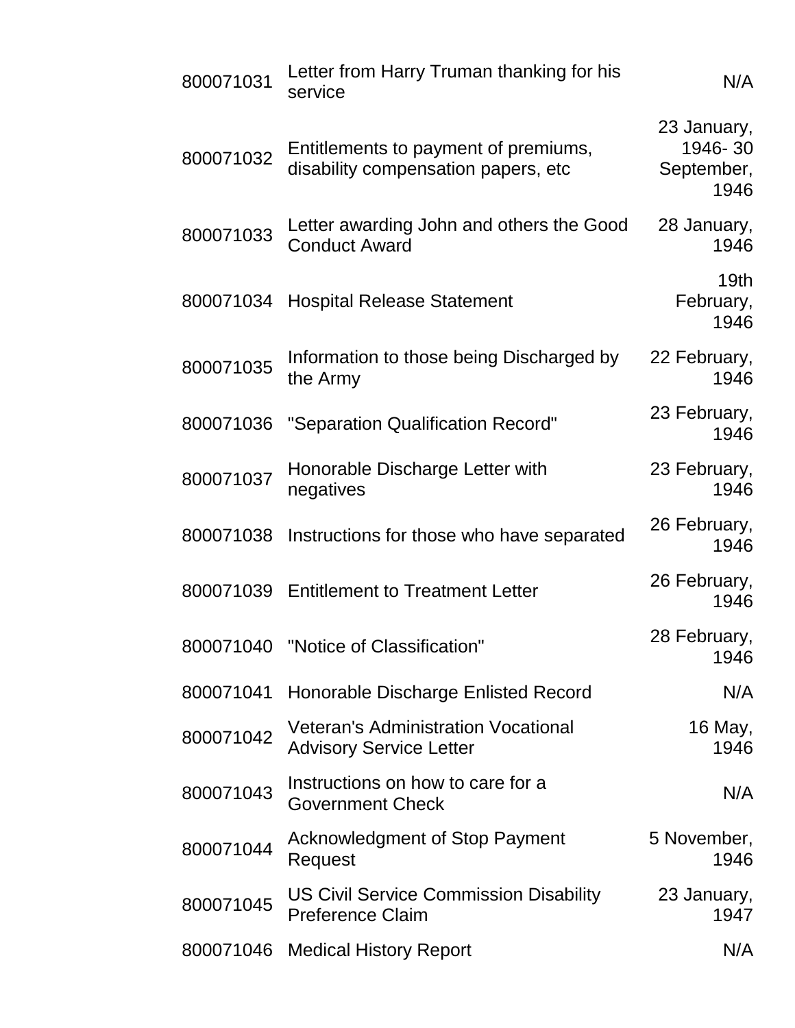| | | |
|---|---|---|
| 800071031 | Letter from Harry Truman thanking for his service | N/A |
| 800071032 | Entitlements to payment of premiums, disability compensation papers, etc | 23 January, 1946- 30 September, 1946 |
| 800071033 | Letter awarding John and others the Good Conduct Award | 28 January, 1946 |
| 800071034 | Hospital Release Statement | 19th February, 1946 |
| 800071035 | Information to those being Discharged by the Army | 22 February, 1946 |
| 800071036 | "Separation Qualification Record" | 23 February, 1946 |
| 800071037 | Honorable Discharge Letter with negatives | 23 February, 1946 |
| 800071038 | Instructions for those who have separated | 26 February, 1946 |
| 800071039 | Entitlement to Treatment Letter | 26 February, 1946 |
| 800071040 | "Notice of Classification" | 28 February, 1946 |
| 800071041 | Honorable Discharge Enlisted Record | N/A |
| 800071042 | Veteran's Administration Vocational Advisory Service Letter | 16 May, 1946 |
| 800071043 | Instructions on how to care for a Government Check | N/A |
| 800071044 | Acknowledgment of Stop Payment Request | 5 November, 1946 |
| 800071045 | US Civil Service Commission Disability Preference Claim | 23 January, 1947 |
| 800071046 | Medical History Report | N/A |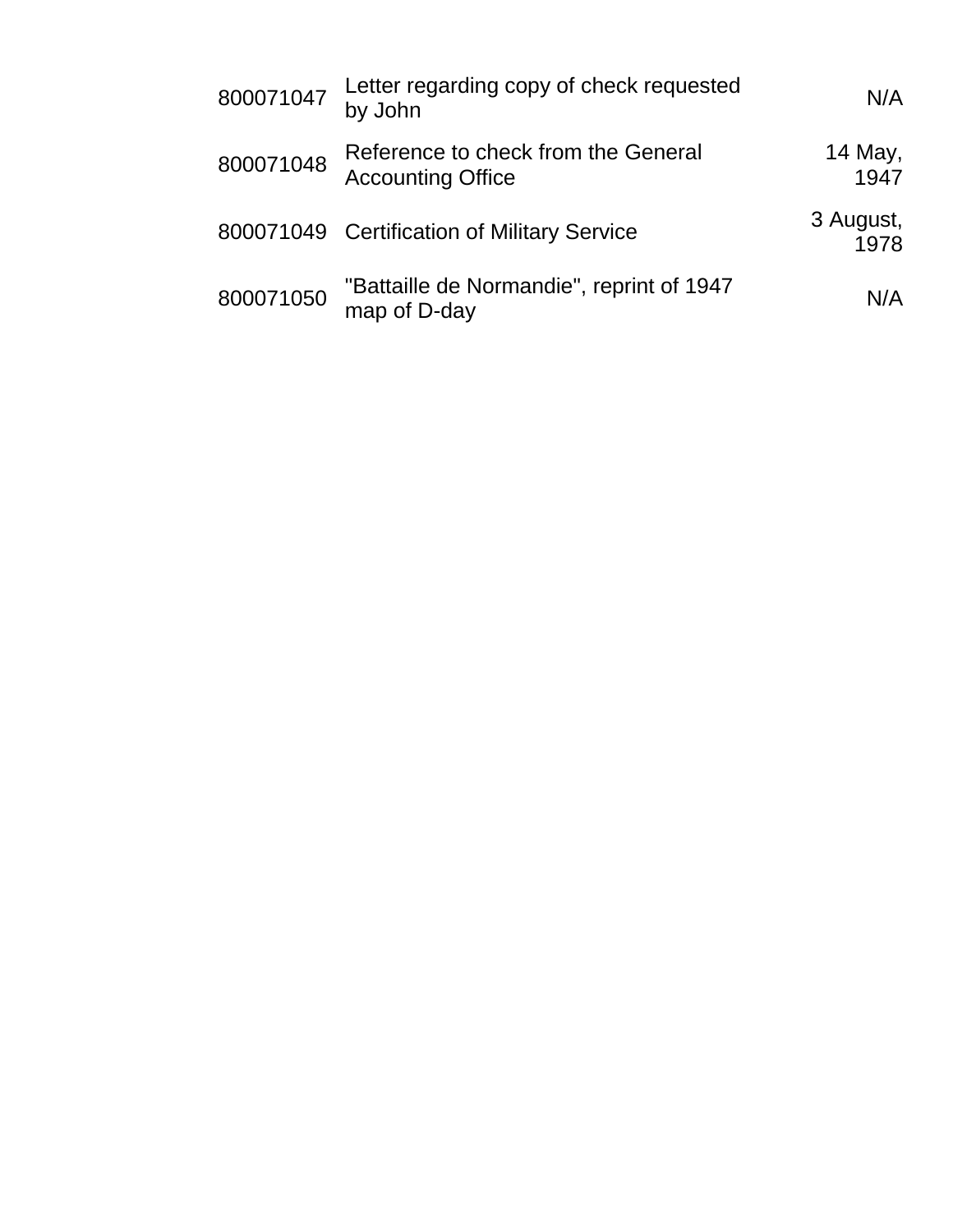| | | |
|---|---|---|
| 800071047 | Letter regarding copy of check requested by John | N/A |
| 800071048 | Reference to check from the General Accounting Office | 14 May, 1947 |
| 800071049 | Certification of Military Service | 3 August, 1978 |
| 800071050 | "Battaille de Normandie", reprint of 1947 map of D-day | N/A |